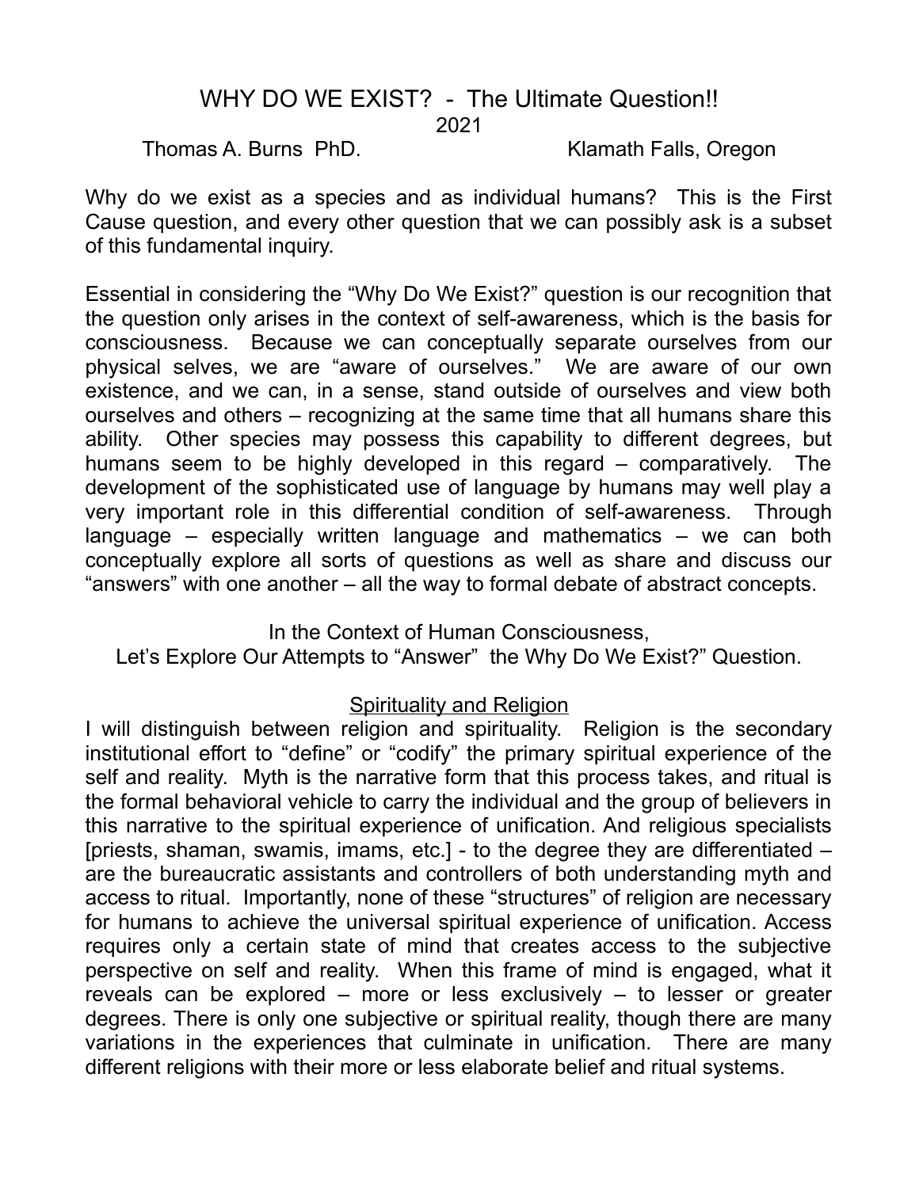# WHY DO WE EXIST? - The Ultimate Question!!

2021

Thomas A. Burns PhD. Klamath Falls, Oregon

Why do we exist as a species and as individual humans? This is the First Cause question, and every other question that we can possibly ask is a subset of this fundamental inquiry.

Essential in considering the "Why Do We Exist?" question is our recognition that the question only arises in the context of self-awareness, which is the basis for consciousness. Because we can conceptually separate ourselves from our physical selves, we are "aware of ourselves." We are aware of our own existence, and we can, in a sense, stand outside of ourselves and view both ourselves and others – recognizing at the same time that all humans share this ability. Other species may possess this capability to different degrees, but humans seem to be highly developed in this regard – comparatively. The development of the sophisticated use of language by humans may well play a very important role in this differential condition of self-awareness. Through language – especially written language and mathematics – we can both conceptually explore all sorts of questions as well as share and discuss our "answers" with one another – all the way to formal debate of abstract concepts.

In the Context of Human Consciousness,
Let's Explore Our Attempts to "Answer" the Why Do We Exist?" Question.

## Spirituality and Religion

I will distinguish between religion and spirituality. Religion is the secondary institutional effort to "define" or "codify" the primary spiritual experience of the self and reality. Myth is the narrative form that this process takes, and ritual is the formal behavioral vehicle to carry the individual and the group of believers in this narrative to the spiritual experience of unification. And religious specialists [priests, shaman, swamis, imams, etc.] - to the degree they are differentiated – are the bureaucratic assistants and controllers of both understanding myth and access to ritual. Importantly, none of these "structures" of religion are necessary for humans to achieve the universal spiritual experience of unification. Access requires only a certain state of mind that creates access to the subjective perspective on self and reality. When this frame of mind is engaged, what it reveals can be explored – more or less exclusively – to lesser or greater degrees. There is only one subjective or spiritual reality, though there are many variations in the experiences that culminate in unification. There are many different religions with their more or less elaborate belief and ritual systems.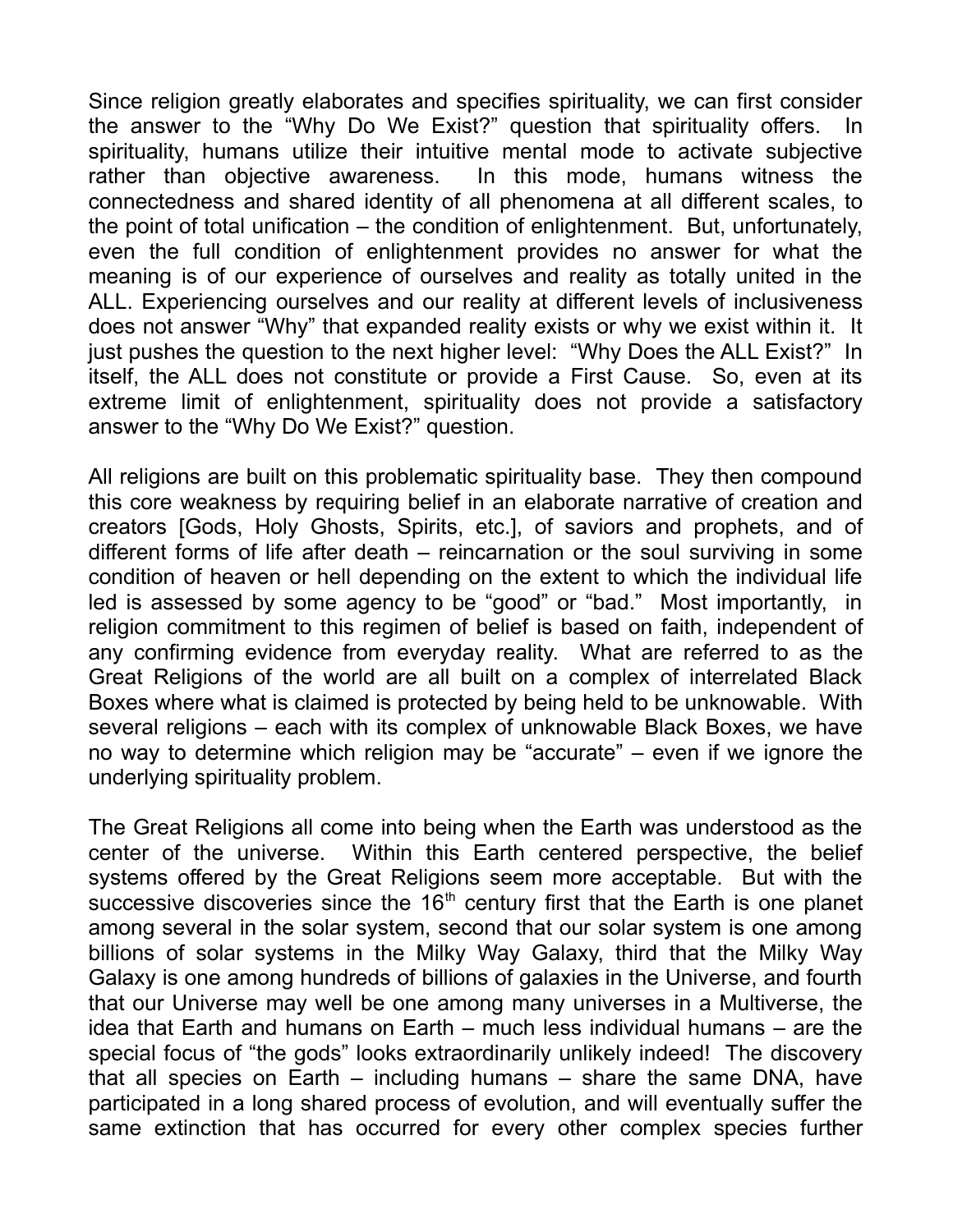Since religion greatly elaborates and specifies spirituality, we can first consider the answer to the "Why Do We Exist?" question that spirituality offers. In spirituality, humans utilize their intuitive mental mode to activate subjective rather than objective awareness. In this mode, humans witness the connectedness and shared identity of all phenomena at all different scales, to the point of total unification – the condition of enlightenment. But, unfortunately, even the full condition of enlightenment provides no answer for what the meaning is of our experience of ourselves and reality as totally united in the ALL. Experiencing ourselves and our reality at different levels of inclusiveness does not answer "Why" that expanded reality exists or why we exist within it. It just pushes the question to the next higher level: "Why Does the ALL Exist?" In itself, the ALL does not constitute or provide a First Cause. So, even at its extreme limit of enlightenment, spirituality does not provide a satisfactory answer to the "Why Do We Exist?" question.

All religions are built on this problematic spirituality base. They then compound this core weakness by requiring belief in an elaborate narrative of creation and creators [Gods, Holy Ghosts, Spirits, etc.], of saviors and prophets, and of different forms of life after death – reincarnation or the soul surviving in some condition of heaven or hell depending on the extent to which the individual life led is assessed by some agency to be "good" or "bad." Most importantly, in religion commitment to this regimen of belief is based on faith, independent of any confirming evidence from everyday reality. What are referred to as the Great Religions of the world are all built on a complex of interrelated Black Boxes where what is claimed is protected by being held to be unknowable. With several religions – each with its complex of unknowable Black Boxes, we have no way to determine which religion may be "accurate" – even if we ignore the underlying spirituality problem.

The Great Religions all come into being when the Earth was understood as the center of the universe. Within this Earth centered perspective, the belief systems offered by the Great Religions seem more acceptable. But with the successive discoveries since the 16th century first that the Earth is one planet among several in the solar system, second that our solar system is one among billions of solar systems in the Milky Way Galaxy, third that the Milky Way Galaxy is one among hundreds of billions of galaxies in the Universe, and fourth that our Universe may well be one among many universes in a Multiverse, the idea that Earth and humans on Earth – much less individual humans – are the special focus of "the gods" looks extraordinarily unlikely indeed! The discovery that all species on Earth – including humans – share the same DNA, have participated in a long shared process of evolution, and will eventually suffer the same extinction that has occurred for every other complex species further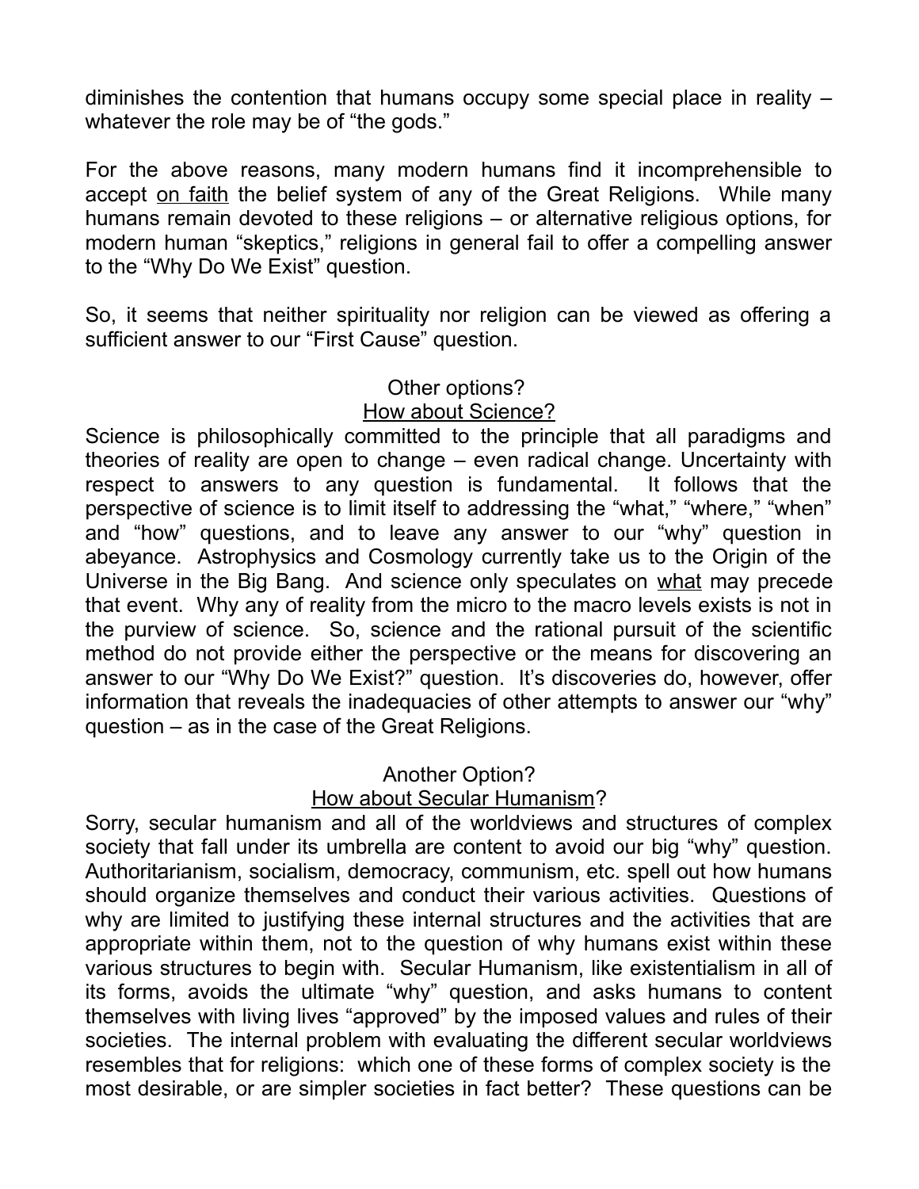diminishes the contention that humans occupy some special place in reality – whatever the role may be of "the gods."

For the above reasons, many modern humans find it incomprehensible to accept <u>on faith</u> the belief system of any of the Great Religions. While many humans remain devoted to these religions – or alternative religious options, for modern human "skeptics," religions in general fail to offer a compelling answer to the "Why Do We Exist" question.

So, it seems that neither spirituality nor religion can be viewed as offering a sufficient answer to our "First Cause" question.

Other options?
<u>How about Science?</u>

Science is philosophically committed to the principle that all paradigms and theories of reality are open to change – even radical change. Uncertainty with respect to answers to any question is fundamental. It follows that the perspective of science is to limit itself to addressing the "what," "where," "when" and "how" questions, and to leave any answer to our "why" question in abeyance. Astrophysics and Cosmology currently take us to the Origin of the Universe in the Big Bang. And science only speculates on <u>what</u> may precede that event. Why any of reality from the micro to the macro levels exists is not in the purview of science. So, science and the rational pursuit of the scientific method do not provide either the perspective or the means for discovering an answer to our "Why Do We Exist?" question. It's discoveries do, however, offer information that reveals the inadequacies of other attempts to answer our "why" question – as in the case of the Great Religions.

Another Option?
<u>How about Secular Humanism</u>?

Sorry, secular humanism and all of the worldviews and structures of complex society that fall under its umbrella are content to avoid our big "why" question. Authoritarianism, socialism, democracy, communism, etc. spell out how humans should organize themselves and conduct their various activities. Questions of why are limited to justifying these internal structures and the activities that are appropriate within them, not to the question of why humans exist within these various structures to begin with. Secular Humanism, like existentialism in all of its forms, avoids the ultimate "why" question, and asks humans to content themselves with living lives "approved" by the imposed values and rules of their societies. The internal problem with evaluating the different secular worldviews resembles that for religions: which one of these forms of complex society is the most desirable, or are simpler societies in fact better? These questions can be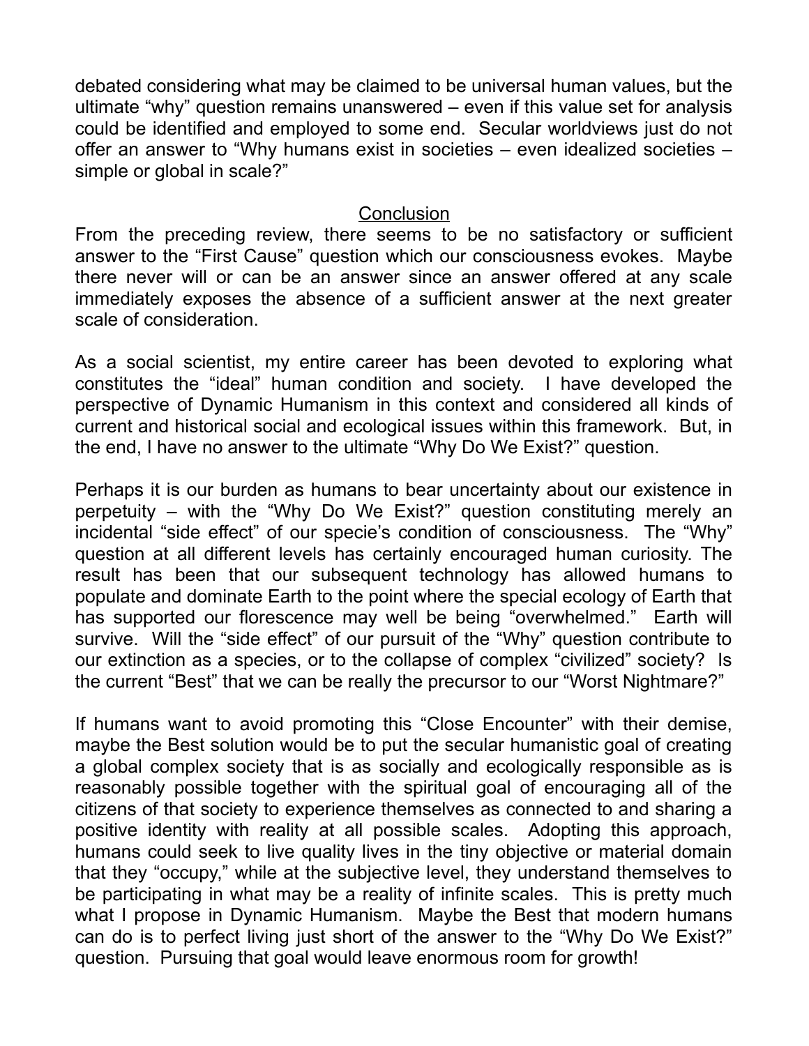debated considering what may be claimed to be universal human values, but the ultimate "why" question remains unanswered – even if this value set for analysis could be identified and employed to some end. Secular worldviews just do not offer an answer to "Why humans exist in societies – even idealized societies – simple or global in scale?"

## Conclusion

From the preceding review, there seems to be no satisfactory or sufficient answer to the "First Cause" question which our consciousness evokes. Maybe there never will or can be an answer since an answer offered at any scale immediately exposes the absence of a sufficient answer at the next greater scale of consideration.

As a social scientist, my entire career has been devoted to exploring what constitutes the "ideal" human condition and society. I have developed the perspective of Dynamic Humanism in this context and considered all kinds of current and historical social and ecological issues within this framework. But, in the end, I have no answer to the ultimate "Why Do We Exist?" question.

Perhaps it is our burden as humans to bear uncertainty about our existence in perpetuity – with the "Why Do We Exist?" question constituting merely an incidental "side effect" of our specie's condition of consciousness. The "Why" question at all different levels has certainly encouraged human curiosity. The result has been that our subsequent technology has allowed humans to populate and dominate Earth to the point where the special ecology of Earth that has supported our florescence may well be being "overwhelmed." Earth will survive. Will the "side effect" of our pursuit of the "Why" question contribute to our extinction as a species, or to the collapse of complex "civilized" society? Is the current "Best" that we can be really the precursor to our "Worst Nightmare?"

If humans want to avoid promoting this "Close Encounter" with their demise, maybe the Best solution would be to put the secular humanistic goal of creating a global complex society that is as socially and ecologically responsible as is reasonably possible together with the spiritual goal of encouraging all of the citizens of that society to experience themselves as connected to and sharing a positive identity with reality at all possible scales. Adopting this approach, humans could seek to live quality lives in the tiny objective or material domain that they "occupy," while at the subjective level, they understand themselves to be participating in what may be a reality of infinite scales. This is pretty much what I propose in Dynamic Humanism. Maybe the Best that modern humans can do is to perfect living just short of the answer to the "Why Do We Exist?" question. Pursuing that goal would leave enormous room for growth!